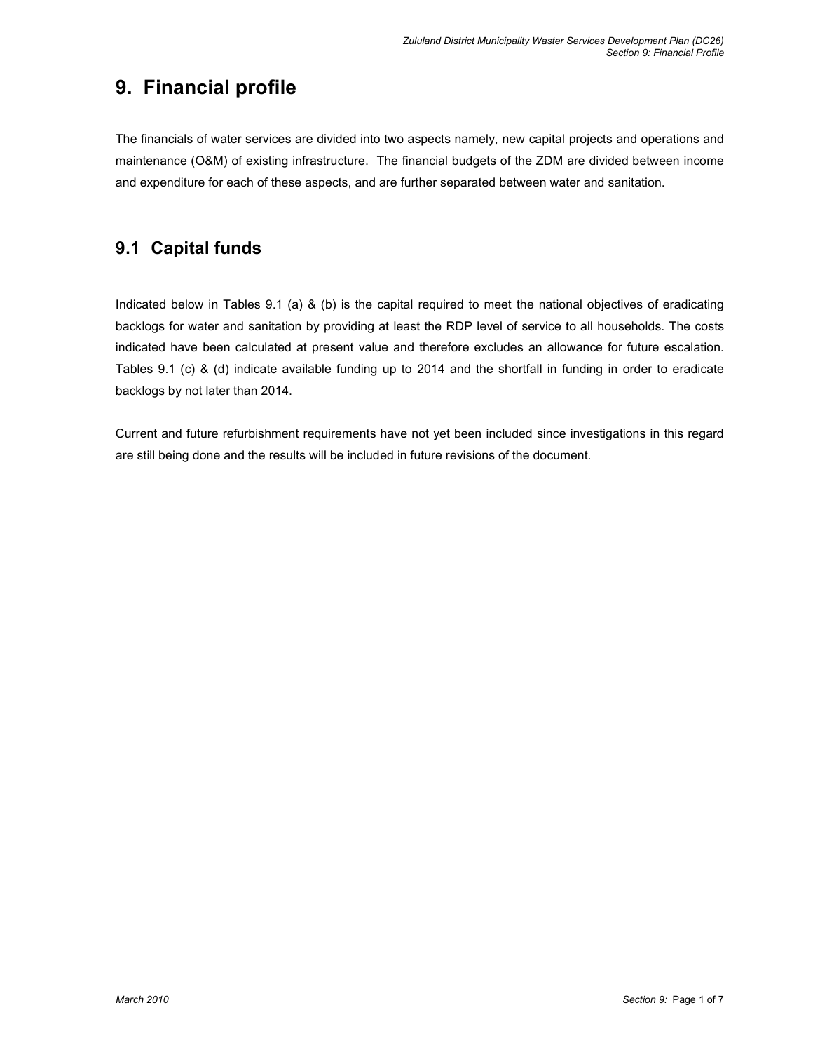# 9. Financial profile

The financials of water services are divided into two aspects namely, new capital projects and operations and maintenance (O&M) of existing infrastructure. The financial budgets of the ZDM are divided between income and expenditure for each of these aspects, and are further separated between water and sanitation.

## 9.1 Capital funds

Indicated below in Tables 9.1 (a) & (b) is the capital required to meet the national objectives of eradicating backlogs for water and sanitation by providing at least the RDP level of service to all households. The costs indicated have been calculated at present value and therefore excludes an allowance for future escalation. Tables 9.1 (c) & (d) indicate available funding up to 2014 and the shortfall in funding in order to eradicate backlogs by not later than 2014.

Current and future refurbishment requirements have not yet been included since investigations in this regard are still being done and the results will be included in future revisions of the document.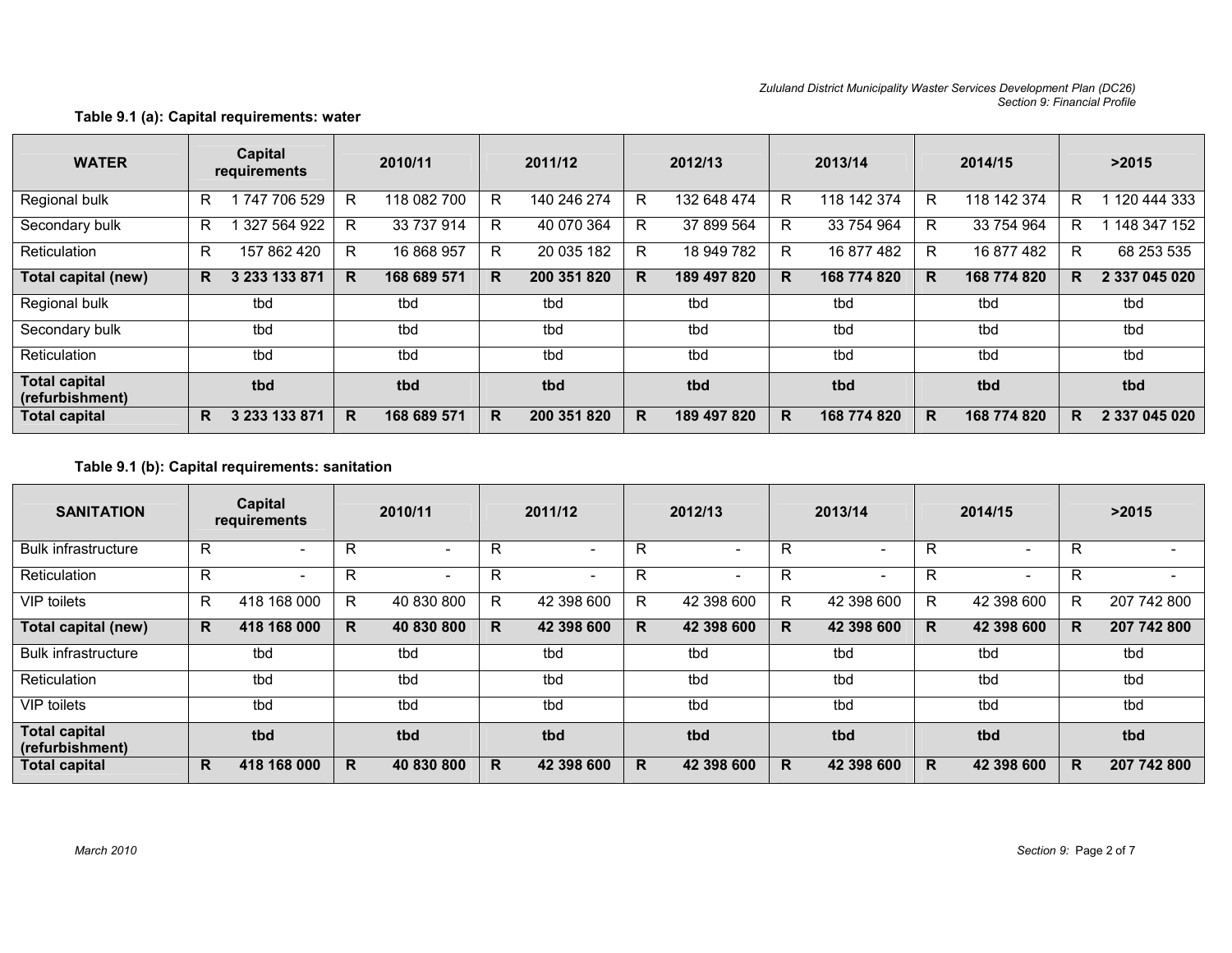**Table 9.1 (a): Capital requirements: water**

| WATER | Capital requirements | 2010/11 | 2011/12 | 2012/13 | 2013/14 | 2014/15 | >2015 |
|---|---|---|---|---|---|---|---|
| Regional bulk | R 1 747 706 529 | R 118 082 700 | R 140 246 274 | R 132 648 474 | R 118 142 374 | R 118 142 374 | R 1 120 444 333 |
| Secondary bulk | R 1 327 564 922 | R 33 737 914 | R 40 070 364 | R 37 899 564 | R 33 754 964 | R 33 754 964 | R 1 148 347 152 |
| Reticulation | R 157 862 420 | R 16 868 957 | R 20 035 182 | R 18 949 782 | R 16 877 482 | R 16 877 482 | R 68 253 535 |
| **Total capital (new)** | **R 3 233 133 871** | **R 168 689 571** | **R 200 351 820** | **R 189 497 820** | **R 168 774 820** | **R 168 774 820** | **R 2 337 045 020** |
| Regional bulk | tbd | tbd | tbd | tbd | tbd | tbd | tbd |
| Secondary bulk | tbd | tbd | tbd | tbd | tbd | tbd | tbd |
| Reticulation | tbd | tbd | tbd | tbd | tbd | tbd | tbd |
| **Total capital (refurbishment)** | **tbd** | **tbd** | **tbd** | **tbd** | **tbd** | **tbd** | **tbd** |
| **Total capital** | **R 3 233 133 871** | **R 168 689 571** | **R 200 351 820** | **R 189 497 820** | **R 168 774 820** | **R 168 774 820** | **R 2 337 045 020** |

**Table 9.1 (b): Capital requirements: sanitation**

| SANITATION | Capital requirements | 2010/11 | 2011/12 | 2012/13 | 2013/14 | 2014/15 | >2015 |
|---|---|---|---|---|---|---|---|
| Bulk infrastructure | R - | R - | R - | R - | R - | R - | R - |
| Reticulation | R - | R - | R - | R - | R - | R - | R - |
| VIP toilets | R 418 168 000 | R 40 830 800 | R 42 398 600 | R 42 398 600 | R 42 398 600 | R 42 398 600 | R 207 742 800 |
| **Total capital (new)** | **R 418 168 000** | **R 40 830 800** | **R 42 398 600** | **R 42 398 600** | **R 42 398 600** | **R 42 398 600** | **R 207 742 800** |
| Bulk infrastructure | tbd | tbd | tbd | tbd | tbd | tbd | tbd |
| Reticulation | tbd | tbd | tbd | tbd | tbd | tbd | tbd |
| VIP toilets | tbd | tbd | tbd | tbd | tbd | tbd | tbd |
| **Total capital (refurbishment)** | **tbd** | **tbd** | **tbd** | **tbd** | **tbd** | **tbd** | **tbd** |
| **Total capital** | **R 418 168 000** | **R 40 830 800** | **R 42 398 600** | **R 42 398 600** | **R 42 398 600** | **R 42 398 600** | **R 207 742 800** |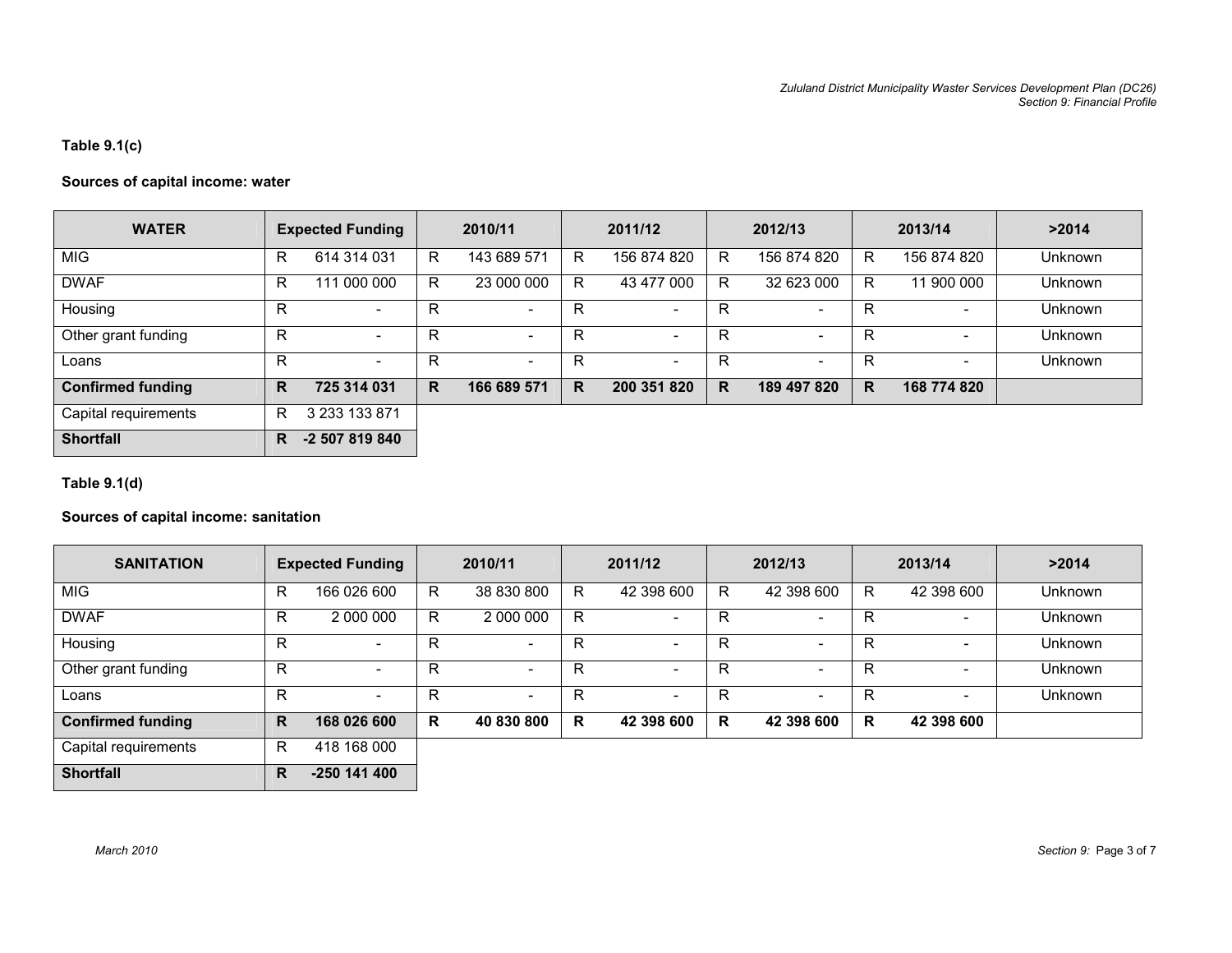**Table 9.1(c)**

**Sources of capital income: water**

| WATER | Expected Funding | 2010/11 | 2011/12 | 2012/13 | 2013/14 | >2014 |
|---|---|---|---|---|---|---|
| MIG | R 614 314 031 | R 143 689 571 | R 156 874 820 | R 156 874 820 | R 156 874 820 | Unknown |
| DWAF | R 111 000 000 | R 23 000 000 | R 43 477 000 | R 32 623 000 | R 11 900 000 | Unknown |
| Housing | R - | R - | R - | R - | R - | Unknown |
| Other grant funding | R - | R - | R - | R - | R - | Unknown |
| Loans | R - | R - | R - | R - | R - | Unknown |
| **Confirmed funding** | **R 725 314 031** | **R 166 689 571** | **R 200 351 820** | **R 189 497 820** | **R 168 774 820** | |
| Capital requirements | R 3 233 133 871 | | | | | |
| **Shortfall** | **R -2 507 819 840** | | | | | |

**Table 9.1(d)**

**Sources of capital income: sanitation**

| SANITATION | Expected Funding | 2010/11 | 2011/12 | 2012/13 | 2013/14 | >2014 |
|---|---|---|---|---|---|---|
| MIG | R 166 026 600 | R 38 830 800 | R 42 398 600 | R 42 398 600 | R 42 398 600 | Unknown |
| DWAF | R 2 000 000 | R 2 000 000 | R - | R - | R - | Unknown |
| Housing | R - | R - | R - | R - | R - | Unknown |
| Other grant funding | R - | R - | R - | R - | R - | Unknown |
| Loans | R - | R - | R - | R - | R - | Unknown |
| **Confirmed funding** | **R 168 026 600** | **R 40 830 800** | **R 42 398 600** | **R 42 398 600** | **R 42 398 600** | |
| Capital requirements | R 418 168 000 | | | | | |
| **Shortfall** | **R -250 141 400** | | | | | |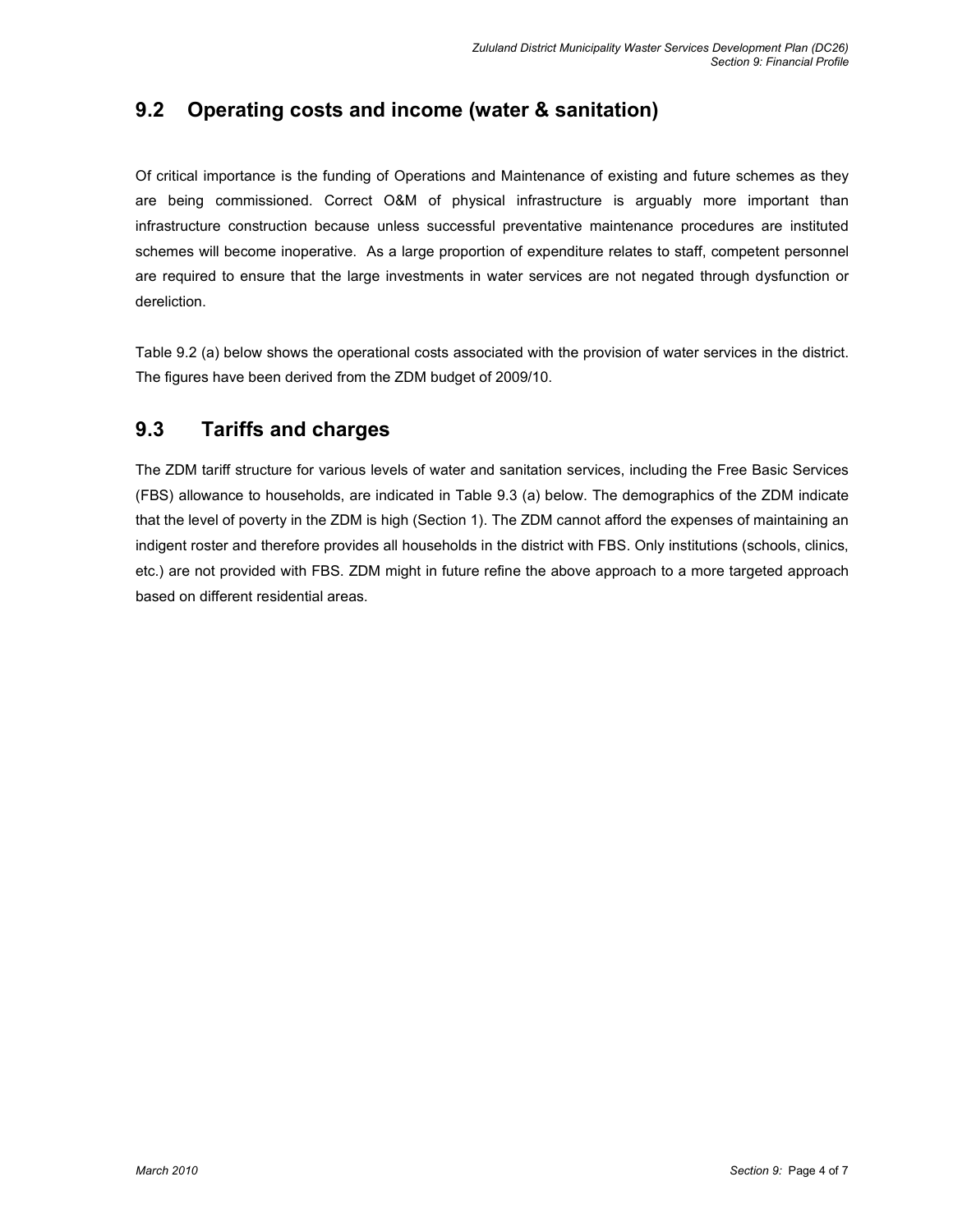## 9.2 Operating costs and income (water & sanitation)

Of critical importance is the funding of Operations and Maintenance of existing and future schemes as they are being commissioned. Correct O&M of physical infrastructure is arguably more important than infrastructure construction because unless successful preventative maintenance procedures are instituted schemes will become inoperative. As a large proportion of expenditure relates to staff, competent personnel are required to ensure that the large investments in water services are not negated through dysfunction or dereliction.

Table 9.2 (a) below shows the operational costs associated with the provision of water services in the district. The figures have been derived from the ZDM budget of 2009/10.

## 9.3 Tariffs and charges

The ZDM tariff structure for various levels of water and sanitation services, including the Free Basic Services (FBS) allowance to households, are indicated in Table 9.3 (a) below. The demographics of the ZDM indicate that the level of poverty in the ZDM is high (Section 1). The ZDM cannot afford the expenses of maintaining an indigent roster and therefore provides all households in the district with FBS. Only institutions (schools, clinics, etc.) are not provided with FBS. ZDM might in future refine the above approach to a more targeted approach based on different residential areas.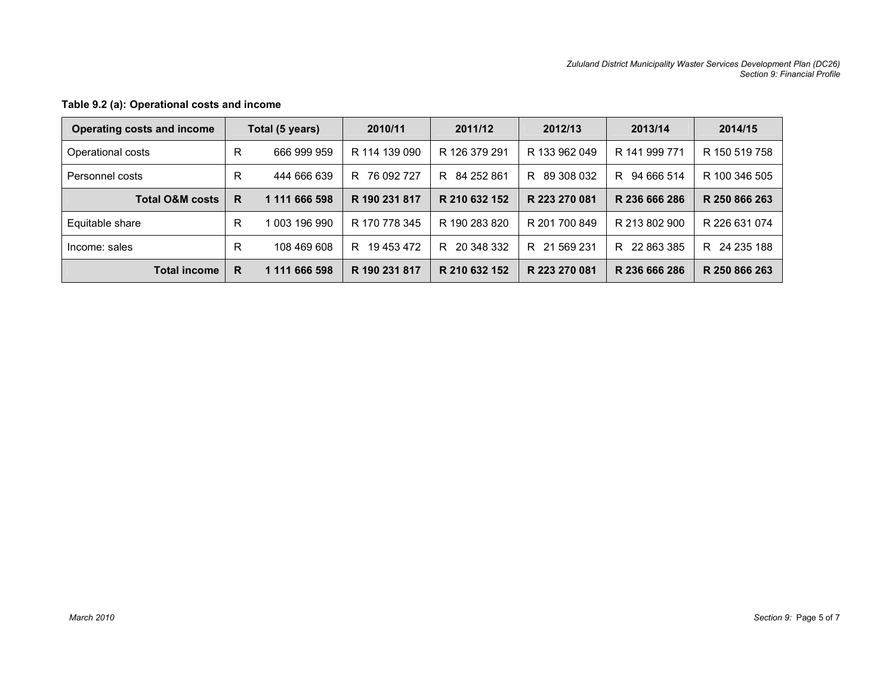**Table 9.2 (a): Operational costs and income**

| Operating costs and income | Total (5 years) | 2010/11 | 2011/12 | 2012/13 | 2013/14 | 2014/15 |
|---|---|---|---|---|---|---|
| Operational costs | R 666 999 959 | R 114 139 090 | R 126 379 291 | R 133 962 049 | R 141 999 771 | R 150 519 758 |
| Personnel costs | R 444 666 639 | R 76 092 727 | R 84 252 861 | R 89 308 032 | R 94 666 514 | R 100 346 505 |
| **Total O&M costs** | **R 1 111 666 598** | **R 190 231 817** | **R 210 632 152** | **R 223 270 081** | **R 236 666 286** | **R 250 866 263** |
| Equitable share | R 1 003 196 990 | R 170 778 345 | R 190 283 820 | R 201 700 849 | R 213 802 900 | R 226 631 074 |
| Income: sales | R 108 469 608 | R 19 453 472 | R 20 348 332 | R 21 569 231 | R 22 863 385 | R 24 235 188 |
| **Total income** | **R 1 111 666 598** | **R 190 231 817** | **R 210 632 152** | **R 223 270 081** | **R 236 666 286** | **R 250 866 263** |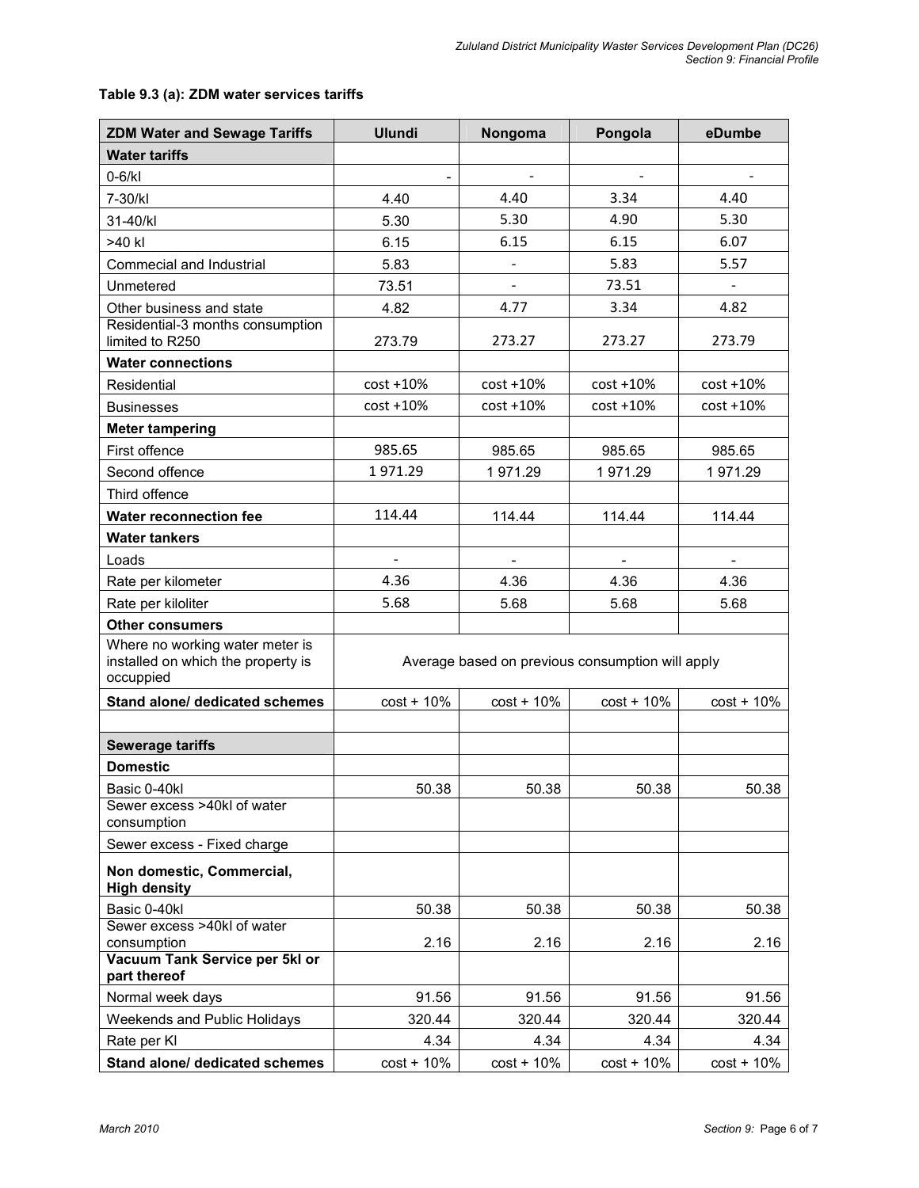**Table 9.3 (a): ZDM water services tariffs**

| ZDM Water and Sewage Tariffs | Ulundi | Nongoma | Pongola | eDumbe |
|---|---|---|---|---|
| **Water tariffs** | | | | |
| 0-6/kl | - | - | - | - |
| 7-30/kl | 4.40 | 4.40 | 3.34 | 4.40 |
| 31-40/kl | 5.30 | 5.30 | 4.90 | 5.30 |
| >40 kl | 6.15 | 6.15 | 6.15 | 6.07 |
| Commecial and Industrial | 5.83 | - | 5.83 | 5.57 |
| Unmetered | 73.51 | - | 73.51 | - |
| Other business and state | 4.82 | 4.77 | 3.34 | 4.82 |
| Residential-3 months consumption limited to R250 | 273.79 | 273.27 | 273.27 | 273.79 |
| **Water connections** | | | | |
| Residential | cost +10% | cost +10% | cost +10% | cost +10% |
| Businesses | cost +10% | cost +10% | cost +10% | cost +10% |
| **Meter tampering** | | | | |
| First offence | 985.65 | 985.65 | 985.65 | 985.65 |
| Second offence | 1 971.29 | 1 971.29 | 1 971.29 | 1 971.29 |
| Third offence | | | | |
| **Water reconnection fee** | 114.44 | 114.44 | 114.44 | 114.44 |
| **Water tankers** | | | | |
| Loads | - | - | - | - |
| Rate per kilometer | 4.36 | 4.36 | 4.36 | 4.36 |
| Rate per kiloliter | 5.68 | 5.68 | 5.68 | 5.68 |
| **Other consumers** | | | | |
| Where no working water meter is installed on which the property is occuppied | Average based on previous consumption will apply | | | |
| **Stand alone/ dedicated schemes** | cost + 10% | cost + 10% | cost + 10% | cost + 10% |
| | | | | |
| **Sewerage tariffs** | | | | |
| **Domestic** | | | | |
| Basic 0-40kl | 50.38 | 50.38 | 50.38 | 50.38 |
| Sewer excess >40kl of water consumption | | | | |
| Sewer excess - Fixed charge | | | | |
| **Non domestic, Commercial, High density** | | | | |
| Basic 0-40kl | 50.38 | 50.38 | 50.38 | 50.38 |
| Sewer excess >40kl of water consumption | 2.16 | 2.16 | 2.16 | 2.16 |
| **Vacuum Tank Service per 5kl or part thereof** | | | | |
| Normal week days | 91.56 | 91.56 | 91.56 | 91.56 |
| Weekends and Public Holidays | 320.44 | 320.44 | 320.44 | 320.44 |
| Rate per Kl | 4.34 | 4.34 | 4.34 | 4.34 |
| **Stand alone/ dedicated schemes** | cost + 10% | cost + 10% | cost + 10% | cost + 10% |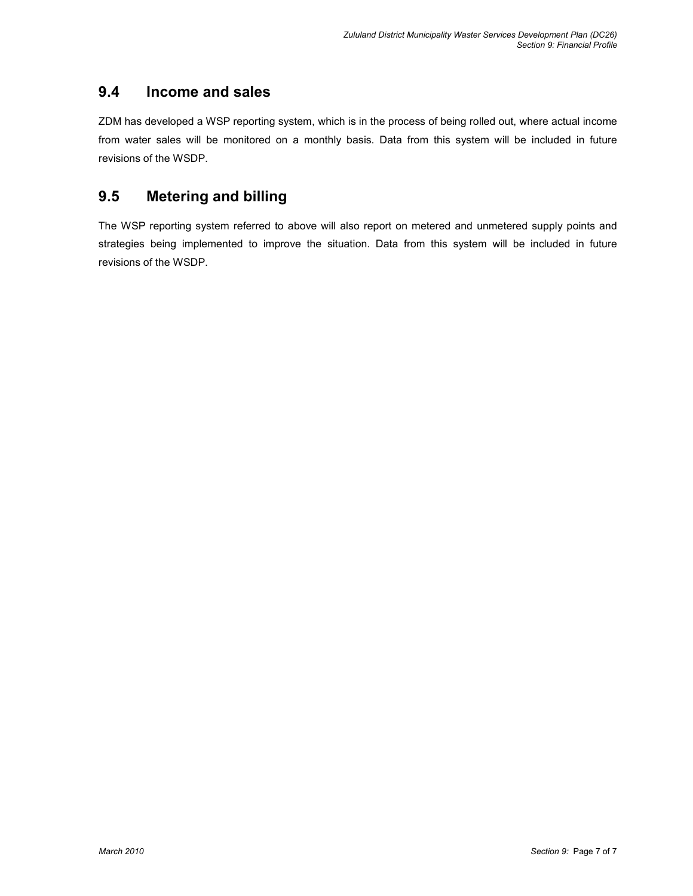## 9.4 Income and sales

ZDM has developed a WSP reporting system, which is in the process of being rolled out, where actual income from water sales will be monitored on a monthly basis. Data from this system will be included in future revisions of the WSDP.

## 9.5 Metering and billing

The WSP reporting system referred to above will also report on metered and unmetered supply points and strategies being implemented to improve the situation. Data from this system will be included in future revisions of the WSDP.